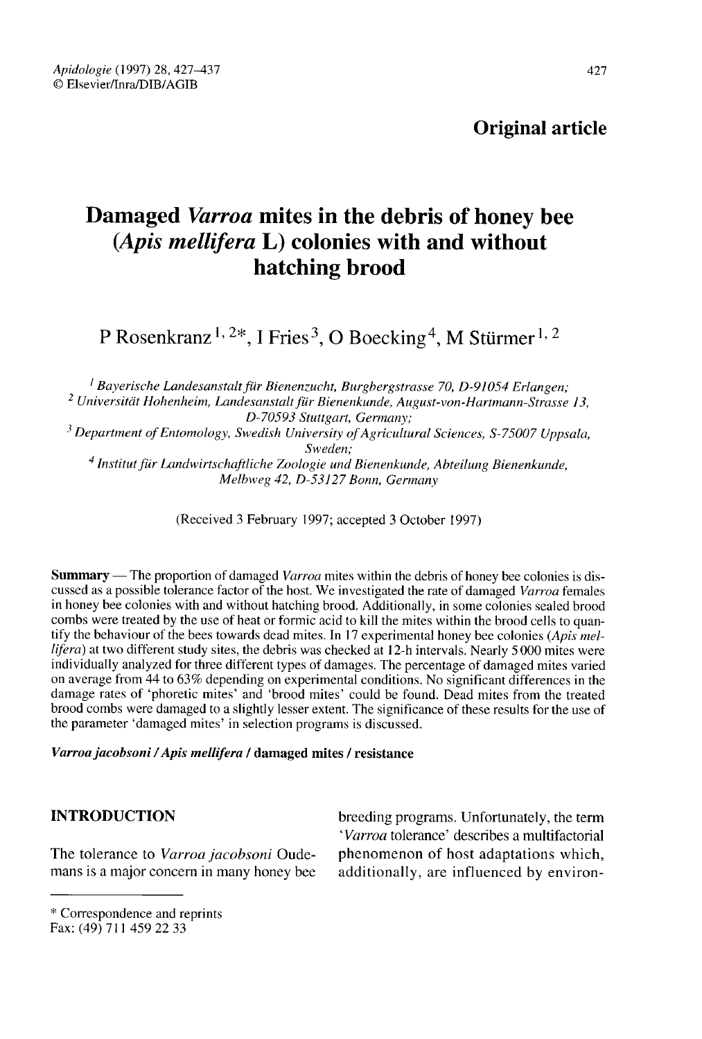Original article

# Damaged *Varroa* mites in the debris of honey bee (*Apis mellifera* L) colonies with and without hatching brood

P Rosenkranz [1, 2*], I Fries [3], O Boecking [4], M Stürmer [1, 2]

[1] *Bayerische Landesanstalt für Bienenzucht, Burgbergstrasse 70, D-91054 Erlangen;*
[2] *Universität Hohenheim, Landesanstalt für Bienenkunde, August-von-Hartmann-Strasse 13, D-70593 Stuttgart, Germany;*
[3] *Department of Entomology, Swedish University of Agricultural Sciences, S-75007 Uppsala, Sweden;*
[4] *Institut für Landwirtschaftliche Zoologie und Bienenkunde, Abteilung Bienenkunde, Melbweg 42, D-53127 Bonn, Germany*

(Received 3 February 1997; accepted 3 October 1997)

**Summary** — The proportion of damaged *Varroa* mites within the debris of honey bee colonies is discussed as a possible tolerance factor of the host. We investigated the rate of damaged *Varroa* females in honey bee colonies with and without hatching brood. Additionally, in some colonies sealed brood combs were treated by the use of heat or formic acid to kill the mites within the brood cells to quantify the behaviour of the bees towards dead mites. In 17 experimental honey bee colonies (*Apis mellifera*) at two different study sites, the debris was checked at 12-h intervals. Nearly 5 000 mites were individually analyzed for three different types of damages. The percentage of damaged mites varied on average from 44 to 63% depending on experimental conditions. No significant differences in the damage rates of 'phoretic mites' and 'brood mites' could be found. Dead mites from the treated brood combs were damaged to a slightly lesser extent. The significance of these results for the use of the parameter 'damaged mites' in selection programs is discussed.

***Varroa jacobsoni* / *Apis mellifera* / damaged mites / resistance**

## INTRODUCTION

The tolerance to *Varroa jacobsoni* Oudemans is a major concern in many honey bee breeding programs. Unfortunately, the term '*Varroa* tolerance' describes a multifactorial phenomenon of host adaptations which, additionally, are influenced by environ-

\* Correspondence and reprints
Fax: (49) 711 459 22 33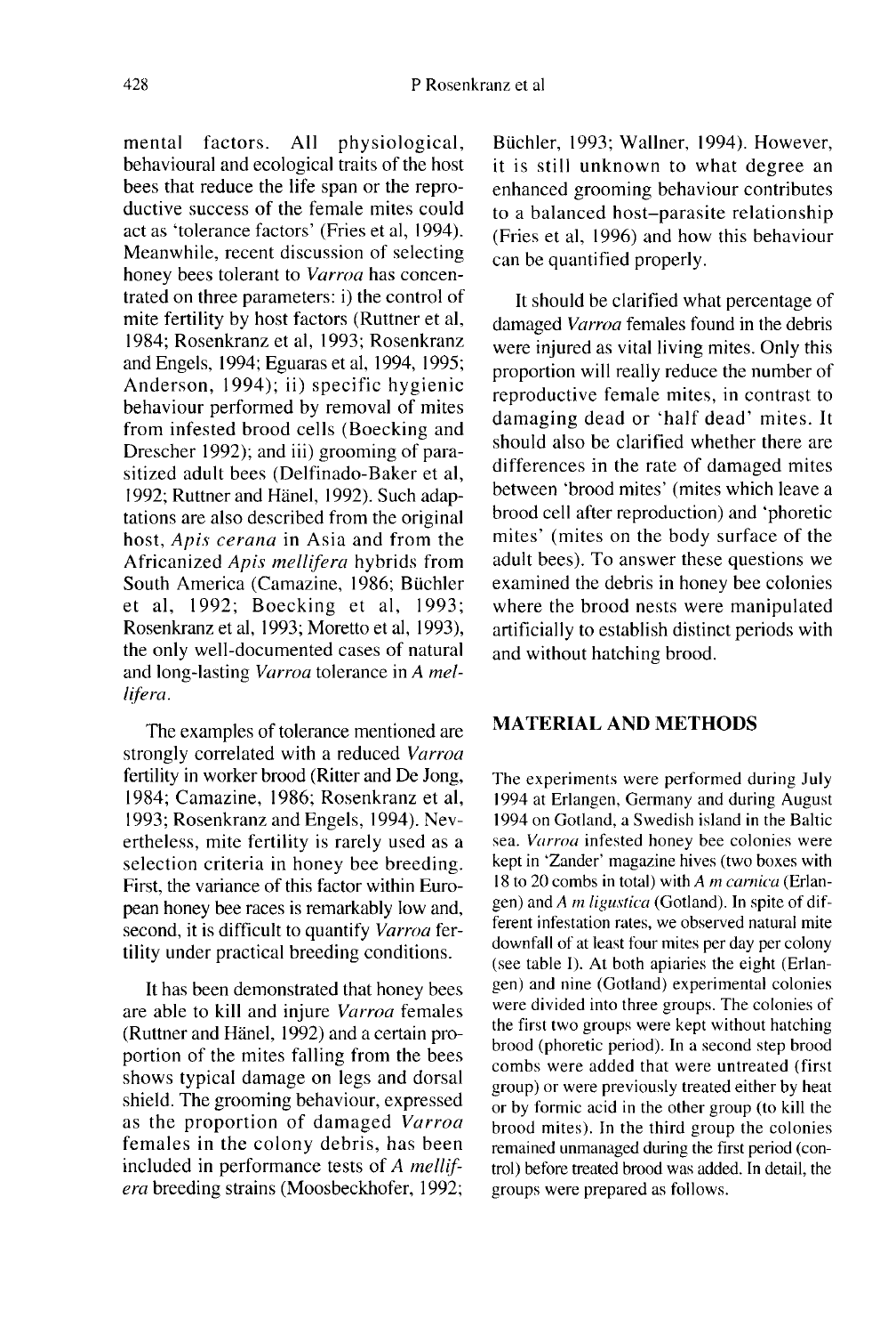mental factors. All physiological, behavioural and ecological traits of the host bees that reduce the life span or the reproductive success of the female mites could act as 'tolerance factors' (Fries et al, 1994). Meanwhile, recent discussion of selecting honey bees tolerant to *Varroa* has concentrated on three parameters: i) the control of mite fertility by host factors (Ruttner et al, 1984; Rosenkranz et al, 1993; Rosenkranz and Engels, 1994; Eguaras et al, 1994, 1995; Anderson, 1994); ii) specific hygienic behaviour performed by removal of mites from infested brood cells (Boecking and Drescher 1992); and iii) grooming of parasitized adult bees (Delfinado-Baker et al, 1992; Ruttner and Hänel, 1992). Such adaptations are also described from the original host, *Apis cerana* in Asia and from the Africanized *Apis mellifera* hybrids from South America (Camazine, 1986; Büchler et al, 1992; Boecking et al, 1993; Rosenkranz et al, 1993; Moretto et al, 1993), the only well-documented cases of natural and long-lasting *Varroa* tolerance in *A mellifera*.

The examples of tolerance mentioned are strongly correlated with a reduced *Varroa* fertility in worker brood (Ritter and De Jong, 1984; Camazine, 1986; Rosenkranz et al, 1993; Rosenkranz and Engels, 1994). Nevertheless, mite fertility is rarely used as a selection criteria in honey bee breeding. First, the variance of this factor within European honey bee races is remarkably low and, second, it is difficult to quantify *Varroa* fertility under practical breeding conditions.

It has been demonstrated that honey bees are able to kill and injure *Varroa* females (Ruttner and Hänel, 1992) and a certain proportion of the mites falling from the bees shows typical damage on legs and dorsal shield. The grooming behaviour, expressed as the proportion of damaged *Varroa* females in the colony debris, has been included in performance tests of *A mellifera* breeding strains (Moosbeckhofer, 1992; Büchler, 1993; Wallner, 1994). However, it is still unknown to what degree an enhanced grooming behaviour contributes to a balanced host–parasite relationship (Fries et al, 1996) and how this behaviour can be quantified properly.

It should be clarified what percentage of damaged *Varroa* females found in the debris were injured as vital living mites. Only this proportion will really reduce the number of reproductive female mites, in contrast to damaging dead or 'half dead' mites. It should also be clarified whether there are differences in the rate of damaged mites between 'brood mites' (mites which leave a brood cell after reproduction) and 'phoretic mites' (mites on the body surface of the adult bees). To answer these questions we examined the debris in honey bee colonies where the brood nests were manipulated artificially to establish distinct periods with and without hatching brood.

## MATERIAL AND METHODS

The experiments were performed during July 1994 at Erlangen, Germany and during August 1994 on Gotland, a Swedish island in the Baltic sea. *Varroa* infested honey bee colonies were kept in 'Zander' magazine hives (two boxes with 18 to 20 combs in total) with *A m carnica* (Erlangen) and *A m ligustica* (Gotland). In spite of different infestation rates, we observed natural mite downfall of at least four mites per day per colony (see table I). At both apiaries the eight (Erlangen) and nine (Gotland) experimental colonies were divided into three groups. The colonies of the first two groups were kept without hatching brood (phoretic period). In a second step brood combs were added that were untreated (first group) or were previously treated either by heat or by formic acid in the other group (to kill the brood mites). In the third group the colonies remained unmanaged during the first period (control) before treated brood was added. In detail, the groups were prepared as follows.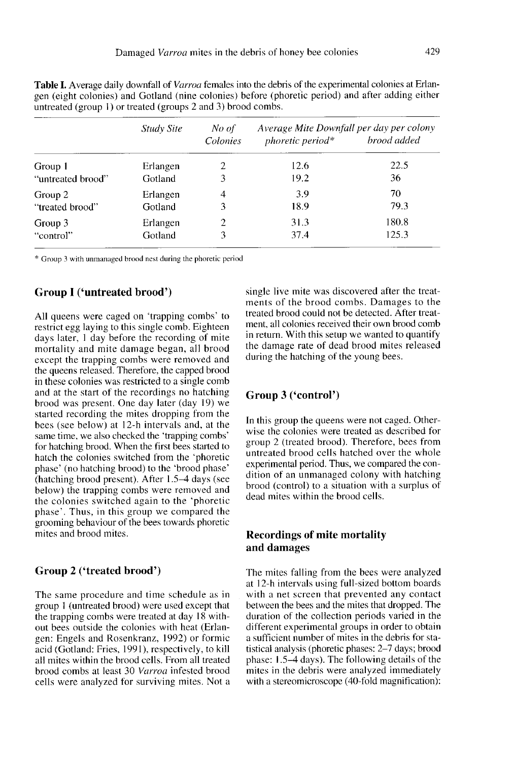**Table I.** Average daily downfall of *Varroa* females into the debris of the experimental colonies at Erlangen (eight colonies) and Gotland (nine colonies) before (phoretic period) and after adding either untreated (group 1) or treated (groups 2 and 3) brood combs.

| | *Study Site* | *No of Colonies* | *Average Mite Downfall per day per colony* | |
|---|---|---|---|---|
| | | | *phoretic period** | *brood added* |
| Group 1 | Erlangen | 2 | 12.6 | 22.5 |
| "untreated brood" | Gotland | 3 | 19.2 | 36 |
| Group 2 | Erlangen | 4 | 3.9 | 70 |
| "treated brood" | Gotland | 3 | 18.9 | 79.3 |
| Group 3 | Erlangen | 2 | 31.3 | 180.8 |
| "control" | Gotland | 3 | 37.4 | 125.3 |

\* Group 3 with unmanaged brood nest during the phoretic period

## Group I ('untreated brood')

All queens were caged on 'trapping combs' to restrict egg laying to this single comb. Eighteen days later, 1 day before the recording of mite mortality and mite damage began, all brood except the trapping combs were removed and the queens released. Therefore, the capped brood in these colonies was restricted to a single comb and at the start of the recordings no hatching brood was present. One day later (day 19) we started recording the mites dropping from the bees (see below) at 12-h intervals and, at the same time, we also checked the 'trapping combs' for hatching brood. When the first bees started to hatch the colonies switched from the 'phoretic phase' (no hatching brood) to the 'brood phase' (hatching brood present). After 1.5–4 days (see below) the trapping combs were removed and the colonies switched again to the 'phoretic phase'. Thus, in this group we compared the grooming behaviour of the bees towards phoretic mites and brood mites.

## Group 2 ('treated brood')

The same procedure and time schedule as in group 1 (untreated brood) were used except that the trapping combs were treated at day 18 without bees outside the colonies with heat (Erlangen: Engels and Rosenkranz, 1992) or formic acid (Gotland: Fries, 1991), respectively, to kill all mites within the brood cells. From all treated brood combs at least 30 *Varroa* infested brood cells were analyzed for surviving mites. Not a single live mite was discovered after the treatments of the brood combs. Damages to the treated brood could not be detected. After treatment, all colonies received their own brood comb in return. With this setup we wanted to quantify the damage rate of dead brood mites released during the hatching of the young bees.

## Group 3 ('control')

In this group the queens were not caged. Otherwise the colonies were treated as described for group 2 (treated brood). Therefore, bees from untreated brood cells hatched over the whole experimental period. Thus, we compared the condition of an unmanaged colony with hatching brood (control) to a situation with a surplus of dead mites within the brood cells.

## Recordings of mite mortality and damages

The mites falling from the bees were analyzed at 12-h intervals using full-sized bottom boards with a net screen that prevented any contact between the bees and the mites that dropped. The duration of the collection periods varied in the different experimental groups in order to obtain a sufficient number of mites in the debris for statistical analysis (phoretic phases: 2–7 days; brood phase: 1.5–4 days). The following details of the mites in the debris were analyzed immediately with a stereomicroscope (40-fold magnification):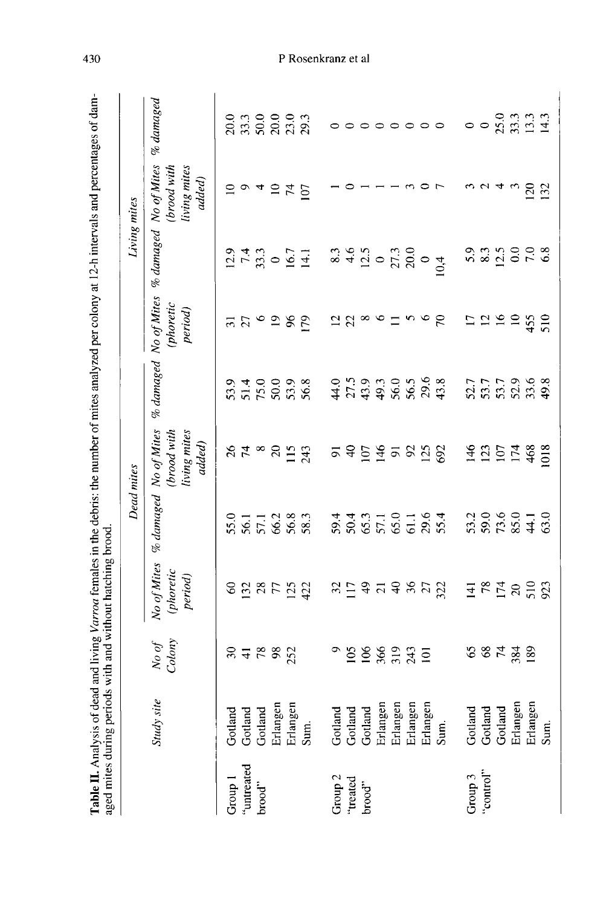**Table II.** Analysis of dead and living *Varroa* females in the debris: the number of mites analyzed per colony at 12-h intervals and percentages of damaged mites during periods with and without hatching brood.

| | Study site | No of Colony | Dead mites | | | | Living mites | | | |
|---|---|---|---|---|---|---|---|---|---|---|
| | | | No of Mites (phoretic period) | % damaged | No of Mites (brood with living mites added) | % damaged | No of Mites (phoretic period) | % damaged | No of Mites (brood with living mites added) | % damaged |
| Group 1 | Gotland | 30 | 60 | 55.0 | 26 | 53.9 | 31 | 12.9 | 10 | 20.0 |
| "untreated | Gotland | 41 | 132 | 56.1 | 74 | 51.4 | 27 | 7.4 | 9 | 33.3 |
| brood" | Gotland | 78 | 28 | 57.1 | 8 | 75.0 | 6 | 33.3 | 4 | 50.0 |
| | Erlangen | 98 | 77 | 66.2 | 20 | 50.0 | 19 | 0 | 10 | 20.0 |
| | Erlangen | 252 | 125 | 56.8 | 115 | 53.9 | 96 | 16.7 | 74 | 23.0 |
| | Sum. | | 422 | 58.3 | 243 | 56.8 | 179 | 14.1 | 107 | 29.3 |
| Group 2 | Gotland | 9 | 32 | 59.4 | 91 | 44.0 | 12 | 8.3 | 1 | 0 |
| "treated | Gotland | 105 | 117 | 50.4 | 40 | 27.5 | 22 | 4.6 | 0 | 0 |
| brood" | Gotland | 106 | 49 | 65.3 | 107 | 43.9 | 8 | 12.5 | 1 | 0 |
| | Erlangen | 366 | 21 | 57.1 | 146 | 49.3 | 6 | 0 | 1 | 0 |
| | Erlangen | 319 | 40 | 65.0 | 91 | 56.0 | 11 | 27.3 | 1 | 0 |
| | Erlangen | 243 | 36 | 61.1 | 92 | 56.5 | 5 | 20.0 | 3 | 0 |
| | Erlangen | 101 | 27 | 29.6 | 125 | 29.6 | 6 | 0 | 0 | 0 |
| | Sum. | | 322 | 55.4 | 692 | 43.8 | 70 | 10,4 | 7 | 0 |
| Group 3 | Gotland | 65 | 141 | 53.2 | 146 | 52.7 | 17 | 5.9 | 3 | 0 |
| "control" | Gotland | 68 | 78 | 59.0 | 123 | 53.7 | 12 | 8.3 | 2 | 0 |
| | Gotland | 74 | 174 | 73.6 | 107 | 53.7 | 16 | 12.5 | 4 | 25.0 |
| | Erlangen | 384 | 20 | 85.0 | 174 | 52.9 | 10 | 0.0 | 3 | 33.3 |
| | Erlangen | 189 | 510 | 44.1 | 468 | 33.6 | 455 | 7.0 | 120 | 13.3 |
| | Sum. | | 923 | 63.0 | 1018 | 49.8 | 510 | 6.8 | 132 | 14.3 |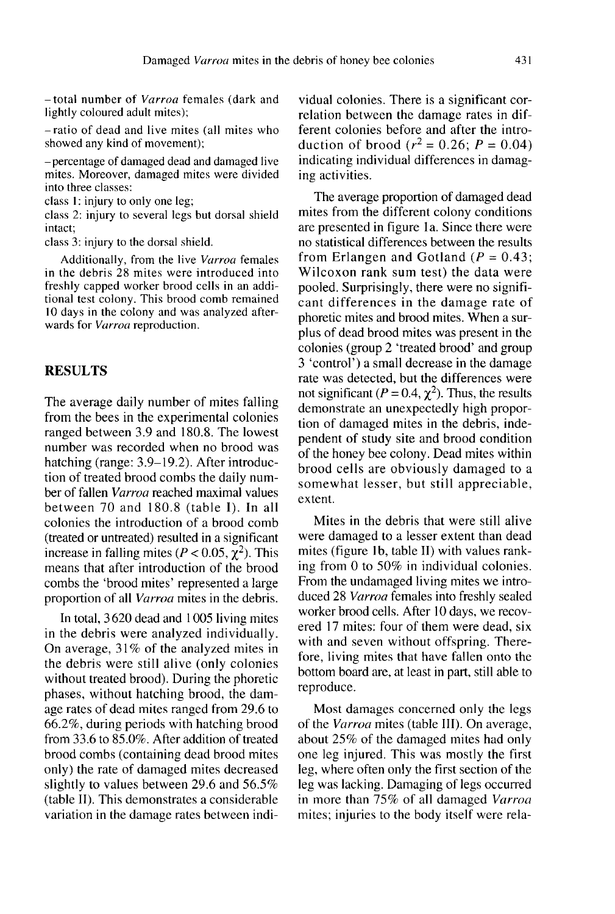– total number of *Varroa* females (dark and lightly coloured adult mites);

– ratio of dead and live mites (all mites who showed any kind of movement);

– percentage of damaged dead and damaged live mites. Moreover, damaged mites were divided into three classes:

class 1: injury to only one leg;

class 2: injury to several legs but dorsal shield intact;

class 3: injury to the dorsal shield.

Additionally, from the live *Varroa* females in the debris 28 mites were introduced into freshly capped worker brood cells in an additional test colony. This brood comb remained 10 days in the colony and was analyzed afterwards for *Varroa* reproduction.

## RESULTS

The average daily number of mites falling from the bees in the experimental colonies ranged between 3.9 and 180.8. The lowest number was recorded when no brood was hatching (range: 3.9–19.2). After introduction of treated brood combs the daily number of fallen *Varroa* reached maximal values between 70 and 180.8 (table I). In all colonies the introduction of a brood comb (treated or untreated) resulted in a significant increase in falling mites ($P < 0.05$, $\chi^2$). This means that after introduction of the brood combs the 'brood mites' represented a large proportion of all *Varroa* mites in the debris.

In total, 3 620 dead and 1 005 living mites in the debris were analyzed individually. On average, 31% of the analyzed mites in the debris were still alive (only colonies without treated brood). During the phoretic phases, without hatching brood, the damage rates of dead mites ranged from 29.6 to 66.2%, during periods with hatching brood from 33.6 to 85.0%. After addition of treated brood combs (containing dead brood mites only) the rate of damaged mites decreased slightly to values between 29.6 and 56.5% (table II). This demonstrates a considerable variation in the damage rates between individual colonies. There is a significant correlation between the damage rates in different colonies before and after the introduction of brood ($r^2 = 0.26$; $P = 0.04$) indicating individual differences in damaging activities.

The average proportion of damaged dead mites from the different colony conditions are presented in figure 1a. Since there were no statistical differences between the results from Erlangen and Gotland ($P = 0.43$; Wilcoxon rank sum test) the data were pooled. Surprisingly, there were no significant differences in the damage rate of phoretic mites and brood mites. When a surplus of dead brood mites was present in the colonies (group 2 'treated brood' and group 3 'control') a small decrease in the damage rate was detected, but the differences were not significant ($P = 0.4$, $\chi^2$). Thus, the results demonstrate an unexpectedly high proportion of damaged mites in the debris, independent of study site and brood condition of the honey bee colony. Dead mites within brood cells are obviously damaged to a somewhat lesser, but still appreciable, extent.

Mites in the debris that were still alive were damaged to a lesser extent than dead mites (figure 1b, table II) with values ranking from 0 to 50% in individual colonies. From the undamaged living mites we introduced 28 *Varroa* females into freshly sealed worker brood cells. After 10 days, we recovered 17 mites: four of them were dead, six with and seven without offspring. Therefore, living mites that have fallen onto the bottom board are, at least in part, still able to reproduce.

Most damages concerned only the legs of the *Varroa* mites (table III). On average, about 25% of the damaged mites had only one leg injured. This was mostly the first leg, where often only the first section of the leg was lacking. Damaging of legs occurred in more than 75% of all damaged *Varroa* mites; injuries to the body itself were rela-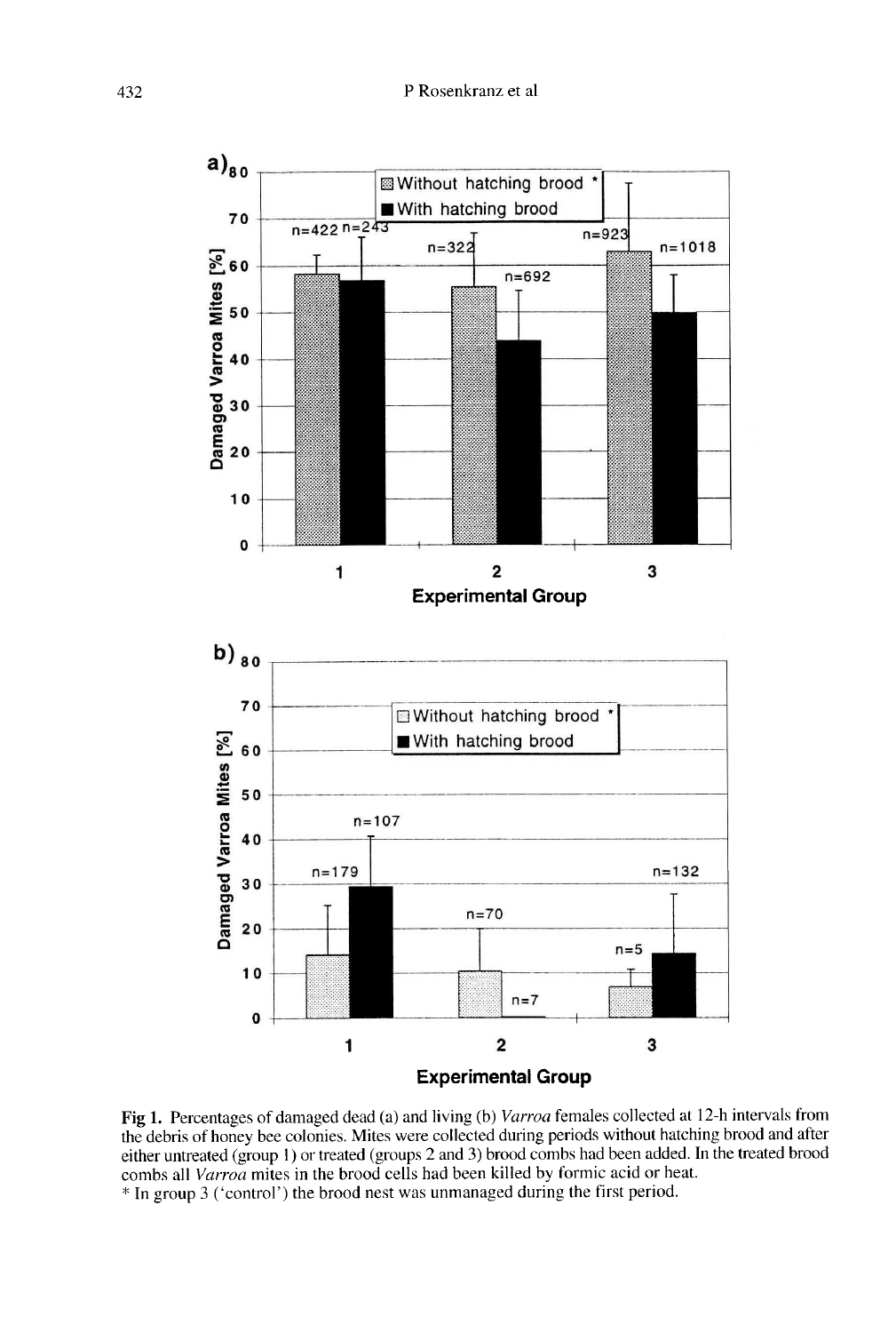**Fig 1.** Percentages of damaged dead (a) and living (b) *Varroa* females collected at 12-h intervals from the debris of honey bee colonies. Mites were collected during periods without hatching brood and after either untreated (group 1) or treated (groups 2 and 3) brood combs had been added. In the treated brood combs all *Varroa* mites in the brood cells had been killed by formic acid or heat.
* In group 3 ('control') the brood nest was unmanaged during the first period.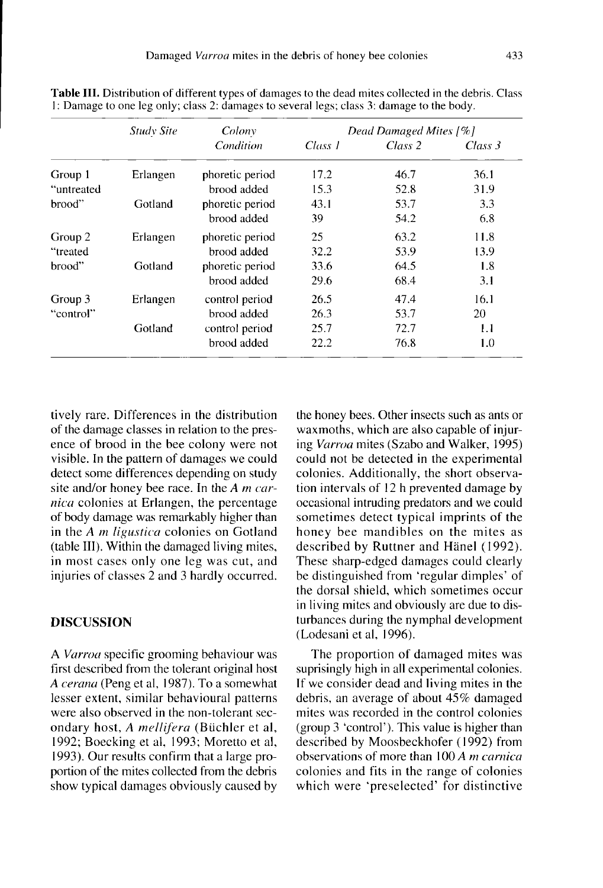**Table III.** Distribution of different types of damages to the dead mites collected in the debris. Class 1: Damage to one leg only; class 2: damages to several legs; class 3: damage to the body.

| | *Study Site* | *Colony Condition* | *Dead Damaged Mites [%]* | | |
|---|---|---|---|---|---|
| | | | *Class 1* | *Class 2* | *Class 3* |
| Group 1 | Erlangen | phoretic period | 17.2 | 46.7 | 36.1 |
| "untreated | | brood added | 15.3 | 52.8 | 31.9 |
| brood" | Gotland | phoretic period | 43.1 | 53.7 | 3.3 |
| | | brood added | 39 | 54.2 | 6.8 |
| Group 2 | Erlangen | phoretic period | 25 | 63.2 | 11.8 |
| "treated | | brood added | 32.2 | 53.9 | 13.9 |
| brood" | Gotland | phoretic period | 33.6 | 64.5 | 1.8 |
| | | brood added | 29.6 | 68.4 | 3.1 |
| Group 3 | Erlangen | control period | 26.5 | 47.4 | 16.1 |
| "control" | | brood added | 26.3 | 53.7 | 20 |
| | Gotland | control period | 25.7 | 72.7 | 1.1 |
| | | brood added | 22.2 | 76.8 | 1.0 |

tively rare. Differences in the distribution of the damage classes in relation to the presence of brood in the bee colony were not visible. In the pattern of damages we could detect some differences depending on study site and/or honey bee race. In the *A m carnica* colonies at Erlangen, the percentage of body damage was remarkably higher than in the *A m ligustica* colonies on Gotland (table III). Within the damaged living mites, in most cases only one leg was cut, and injuries of classes 2 and 3 hardly occurred.

## DISCUSSION

A *Varroa* specific grooming behaviour was first described from the tolerant original host *A cerana* (Peng et al, 1987). To a somewhat lesser extent, similar behavioural patterns were also observed in the non-tolerant secondary host, *A mellifera* (Büchler et al, 1992; Boecking et al, 1993; Moretto et al, 1993). Our results confirm that a large proportion of the mites collected from the debris show typical damages obviously caused by the honey bees. Other insects such as ants or waxmoths, which are also capable of injuring *Varroa* mites (Szabo and Walker, 1995) could not be detected in the experimental colonies. Additionally, the short observation intervals of 12 h prevented damage by occasional intruding predators and we could sometimes detect typical imprints of the honey bee mandibles on the mites as described by Ruttner and Hänel (1992). These sharp-edged damages could clearly be distinguished from 'regular dimples' of the dorsal shield, which sometimes occur in living mites and obviously are due to disturbances during the nymphal development (Lodesani et al, 1996).

The proportion of damaged mites was suprisingly high in all experimental colonies. If we consider dead and living mites in the debris, an average of about 45% damaged mites was recorded in the control colonies (group 3 'control'). This value is higher than described by Moosbeckhofer (1992) from observations of more than 100 *A m carnica* colonies and fits in the range of colonies which were 'preselected' for distinctive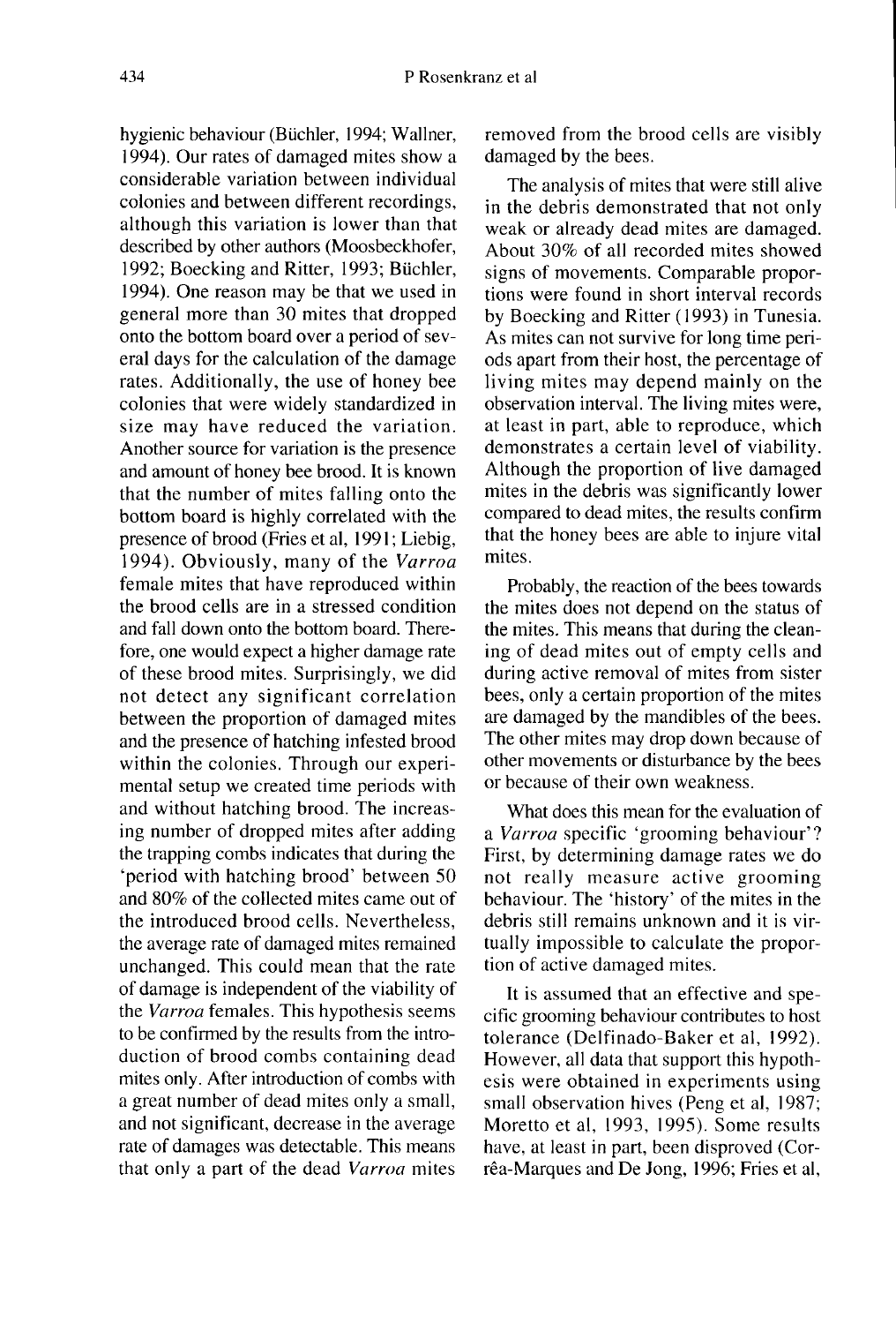hygienic behaviour (Büchler, 1994; Wallner, 1994). Our rates of damaged mites show a considerable variation between individual colonies and between different recordings, although this variation is lower than that described by other authors (Moosbeckhofer, 1992; Boecking and Ritter, 1993; Büchler, 1994). One reason may be that we used in general more than 30 mites that dropped onto the bottom board over a period of several days for the calculation of the damage rates. Additionally, the use of honey bee colonies that were widely standardized in size may have reduced the variation. Another source for variation is the presence and amount of honey bee brood. It is known that the number of mites falling onto the bottom board is highly correlated with the presence of brood (Fries et al, 1991; Liebig, 1994). Obviously, many of the *Varroa* female mites that have reproduced within the brood cells are in a stressed condition and fall down onto the bottom board. Therefore, one would expect a higher damage rate of these brood mites. Surprisingly, we did not detect any significant correlation between the proportion of damaged mites and the presence of hatching infested brood within the colonies. Through our experimental setup we created time periods with and without hatching brood. The increasing number of dropped mites after adding the trapping combs indicates that during the 'period with hatching brood' between 50 and 80% of the collected mites came out of the introduced brood cells. Nevertheless, the average rate of damaged mites remained unchanged. This could mean that the rate of damage is independent of the viability of the *Varroa* females. This hypothesis seems to be confirmed by the results from the introduction of brood combs containing dead mites only. After introduction of combs with a great number of dead mites only a small, and not significant, decrease in the average rate of damages was detectable. This means that only a part of the dead *Varroa* mites removed from the brood cells are visibly damaged by the bees.

The analysis of mites that were still alive in the debris demonstrated that not only weak or already dead mites are damaged. About 30% of all recorded mites showed signs of movements. Comparable proportions were found in short interval records by Boecking and Ritter (1993) in Tunesia. As mites can not survive for long time periods apart from their host, the percentage of living mites may depend mainly on the observation interval. The living mites were, at least in part, able to reproduce, which demonstrates a certain level of viability. Although the proportion of live damaged mites in the debris was significantly lower compared to dead mites, the results confirm that the honey bees are able to injure vital mites.

Probably, the reaction of the bees towards the mites does not depend on the status of the mites. This means that during the cleaning of dead mites out of empty cells and during active removal of mites from sister bees, only a certain proportion of the mites are damaged by the mandibles of the bees. The other mites may drop down because of other movements or disturbance by the bees or because of their own weakness.

What does this mean for the evaluation of a *Varroa* specific 'grooming behaviour'? First, by determining damage rates we do not really measure active grooming behaviour. The 'history' of the mites in the debris still remains unknown and it is virtually impossible to calculate the proportion of active damaged mites.

It is assumed that an effective and specific grooming behaviour contributes to host tolerance (Delfinado-Baker et al, 1992). However, all data that support this hypothesis were obtained in experiments using small observation hives (Peng et al, 1987; Moretto et al, 1993, 1995). Some results have, at least in part, been disproved (Corrêa-Marques and De Jong, 1996; Fries et al,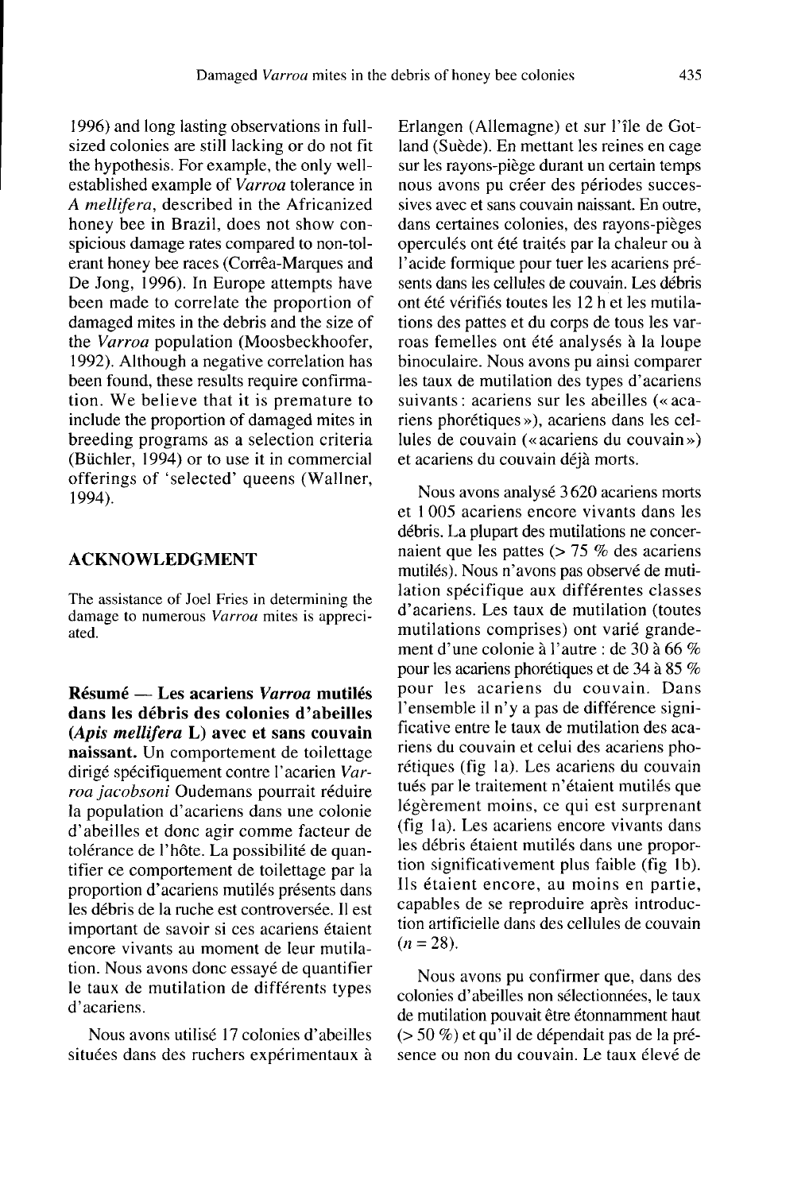1996) and long lasting observations in full-sized colonies are still lacking or do not fit the hypothesis. For example, the only well-established example of *Varroa* tolerance in *A mellifera*, described in the Africanized honey bee in Brazil, does not show conspicuous damage rates compared to non-tolerant honey bee races (Corrêa-Marques and De Jong, 1996). In Europe attempts have been made to correlate the proportion of damaged mites in the debris and the size of the *Varroa* population (Moosbeckhoofer, 1992). Although a negative correlation has been found, these results require confirmation. We believe that it is premature to include the proportion of damaged mites in breeding programs as a selection criteria (Büchler, 1994) or to use it in commercial offerings of 'selected' queens (Wallner, 1994).

## ACKNOWLEDGMENT

The assistance of Joel Fries in determining the damage to numerous *Varroa* mites is appreciated.

**Résumé — Les acariens *Varroa* mutilés dans les débris des colonies d'abeilles (*Apis mellifera* L) avec et sans couvain naissant.** Un comportement de toilettage dirigé spécifiquement contre l'acarien *Varroa jacobsoni* Oudemans pourrait réduire la population d'acariens dans une colonie d'abeilles et donc agir comme facteur de tolérance de l'hôte. La possibilité de quantifier ce comportement de toilettage par la proportion d'acariens mutilés présents dans les débris de la ruche est controversée. Il est important de savoir si ces acariens étaient encore vivants au moment de leur mutilation. Nous avons donc essayé de quantifier le taux de mutilation de différents types d'acariens.

Nous avons utilisé 17 colonies d'abeilles situées dans des ruchers expérimentaux à Erlangen (Allemagne) et sur l'île de Gotland (Suède). En mettant les reines en cage sur les rayons-piège durant un certain temps nous avons pu créer des périodes successives avec et sans couvain naissant. En outre, dans certaines colonies, des rayons-pièges operculés ont été traités par la chaleur ou à l'acide formique pour tuer les acariens présents dans les cellules de couvain. Les débris ont été vérifiés toutes les 12 h et les mutilations des pattes et du corps de tous les varroas femelles ont été analysés à la loupe binoculaire. Nous avons pu ainsi comparer les taux de mutilation des types d'acariens suivants : acariens sur les abeilles (« acariens phorétiques »), acariens dans les cellules de couvain (« acariens du couvain ») et acariens du couvain déjà morts.

Nous avons analysé 3 620 acariens morts et 1 005 acariens encore vivants dans les débris. La plupart des mutilations ne concernaient que les pattes (> 75 % des acariens mutilés). Nous n'avons pas observé de mutilation spécifique aux différentes classes d'acariens. Les taux de mutilation (toutes mutilations comprises) ont varié grandement d'une colonie à l'autre : de 30 à 66 % pour les acariens phorétiques et de 34 à 85 % pour les acariens du couvain. Dans l'ensemble il n'y a pas de différence significative entre le taux de mutilation des acariens du couvain et celui des acariens phorétiques (fig 1a). Les acariens du couvain tués par le traitement n'étaient mutilés que légèrement moins, ce qui est surprenant (fig 1a). Les acariens encore vivants dans les débris étaient mutilés dans une proportion significativement plus faible (fig 1b). Ils étaient encore, au moins en partie, capables de se reproduire après introduction artificielle dans des cellules de couvain ($n = 28$).

Nous avons pu confirmer que, dans des colonies d'abeilles non sélectionnées, le taux de mutilation pouvait être étonnamment haut (> 50 %) et qu'il de dépendait pas de la présence ou non du couvain. Le taux élevé de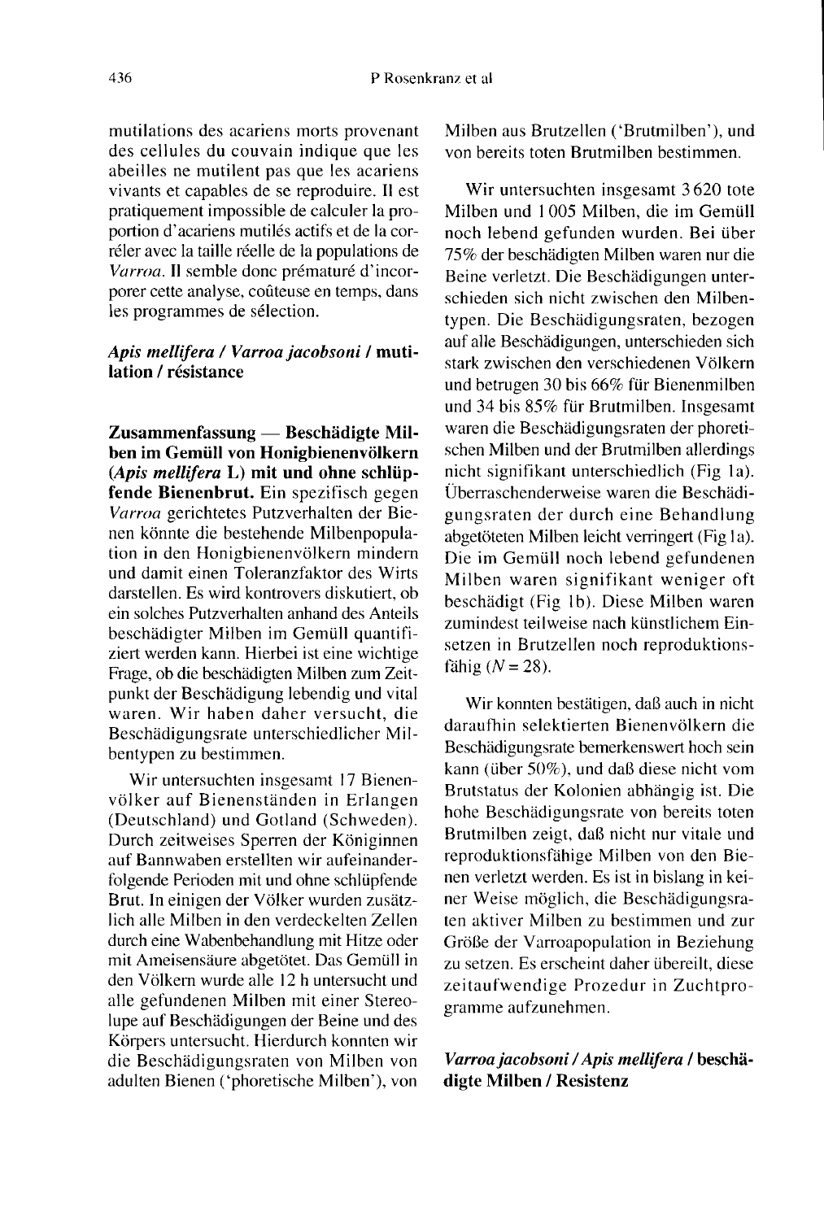mutilations des acariens morts provenant des cellules du couvain indique que les abeilles ne mutilent pas que les acariens vivants et capables de se reproduire. Il est pratiquement impossible de calculer la proportion d'acariens mutilés actifs et de la corréler avec la taille réelle de la populations de *Varroa*. Il semble donc prématuré d'incorporer cette analyse, coûteuse en temps, dans les programmes de sélection.

***Apis mellifera* / *Varroa jacobsoni* / mutilation / résistance**

**Zusammenfassung — Beschädigte Milben im Gemüll von Honigbienenvölkern (*Apis mellifera* L) mit und ohne schlüpfende Bienenbrut.** Ein spezifisch gegen *Varroa* gerichtetes Putzverhalten der Bienen könnte die bestehende Milbenpopulation in den Honigbienenvölkern mindern und damit einen Toleranzfaktor des Wirts darstellen. Es wird kontrovers diskutiert, ob ein solches Putzverhalten anhand des Anteils beschädigter Milben im Gemüll quantifiziert werden kann. Hierbei ist eine wichtige Frage, ob die beschädigten Milben zum Zeitpunkt der Beschädigung lebendig und vital waren. Wir haben daher versucht, die Beschädigungsrate unterschiedlicher Milbentypen zu bestimmen.

Wir untersuchten insgesamt 17 Bienenvölker auf Bienenständen in Erlangen (Deutschland) und Gotland (Schweden). Durch zeitweises Sperren der Königinnen auf Bannwaben erstellten wir aufeinanderfolgende Perioden mit und ohne schlüpfende Brut. In einigen der Völker wurden zusätzlich alle Milben in den verdeckelten Zellen durch eine Wabenbehandlung mit Hitze oder mit Ameisensäure abgetötet. Das Gemüll in den Völkern wurde alle 12 h untersucht und alle gefundenen Milben mit einer Stereolupe auf Beschädigungen der Beine und des Körpers untersucht. Hierdurch konnten wir die Beschädigungsraten von Milben von adulten Bienen ('phoretische Milben'), von Milben aus Brutzellen ('Brutmilben'), und von bereits toten Brutmilben bestimmen.

Wir untersuchten insgesamt 3 620 tote Milben und 1 005 Milben, die im Gemüll noch lebend gefunden wurden. Bei über 75% der beschädigten Milben waren nur die Beine verletzt. Die Beschädigungen unterschieden sich nicht zwischen den Milbentypen. Die Beschädigungsraten, bezogen auf alle Beschädigungen, unterschieden sich stark zwischen den verschiedenen Völkern und betrugen 30 bis 66% für Bienenmilben und 34 bis 85% für Brutmilben. Insgesamt waren die Beschädigungsraten der phoretischen Milben und der Brutmilben allerdings nicht signifikant unterschiedlich (Fig 1a). Überraschenderweise waren die Beschädigungsraten der durch eine Behandlung abgetöteten Milben leicht verringert (Fig 1a). Die im Gemüll noch lebend gefundenen Milben waren signifikant weniger oft beschädigt (Fig 1b). Diese Milben waren zumindest teilweise nach künstlichem Einsetzen in Brutzellen noch reproduktionsfähig ($N = 28$).

Wir konnten bestätigen, daß auch in nicht daraufhin selektierten Bienenvölkern die Beschädigungsrate bemerkenswert hoch sein kann (über 50%), und daß diese nicht vom Brutstatus der Kolonien abhängig ist. Die hohe Beschädigungsrate von bereits toten Brutmilben zeigt, daß nicht nur vitale und reproduktionsfähige Milben von den Bienen verletzt werden. Es ist in bislang in keiner Weise möglich, die Beschädigungsraten aktiver Milben zu bestimmen und zur Größe der Varroapopulation in Beziehung zu setzen. Es erscheint daher übereilt, diese zeitaufwendige Prozedur in Zuchtprogramme aufzunehmen.

***Varroa jacobsoni* / *Apis mellifera* / beschädigte Milben / Resistenz**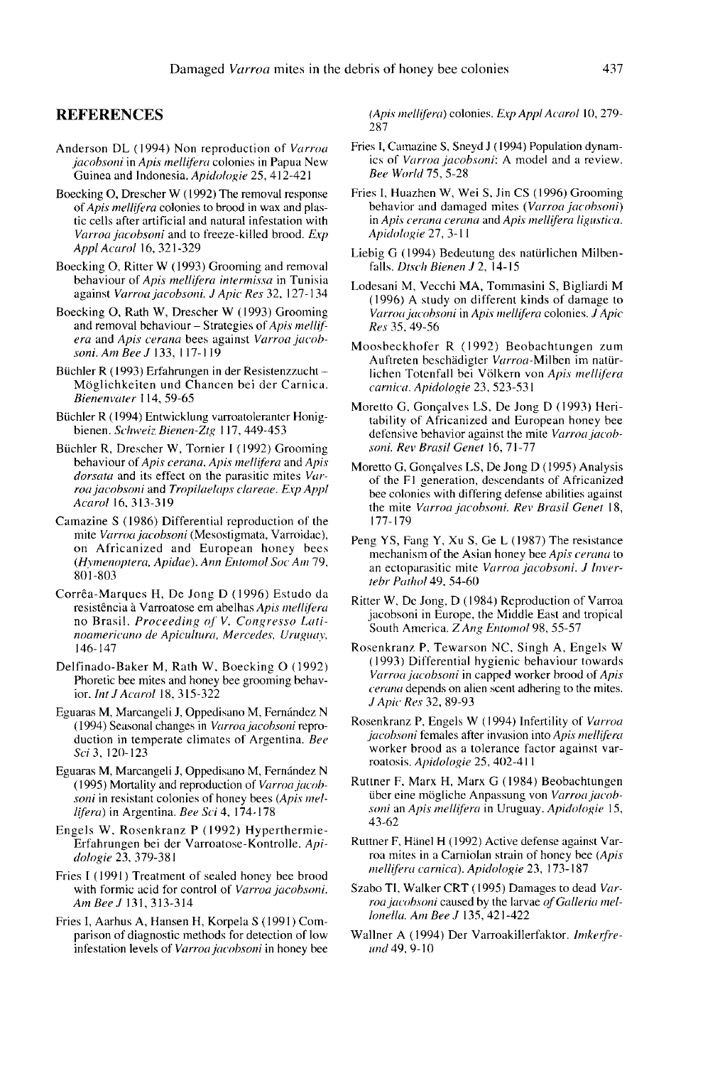## REFERENCES

Anderson DL (1994) Non reproduction of *Varroa jacobsoni* in *Apis mellifera* colonies in Papua New Guinea and Indonesia. *Apidologie* 25, 412-421

Boecking O, Drescher W (1992) The removal response of *Apis mellifera* colonies to brood in wax and plastic cells after artificial and natural infestation with *Varroa jacobsoni* and to freeze-killed brood. *Exp Appl Acarol* 16, 321-329

Boecking O, Ritter W (1993) Grooming and removal behaviour of *Apis mellifera intermissa* in Tunisia against *Varroa jacobsoni*. *J Apic Res* 32, 127-134

Boecking O, Rath W, Drescher W (1993) Grooming and removal behaviour – Strategies of *Apis mellifera* and *Apis cerana* bees against *Varroa jacobsoni*. *Am Bee J* 133, 117-119

Büchler R (1993) Erfahrungen in der Resistenzzucht – Möglichkeiten und Chancen bei der Carnica. *Bienenvater* 114, 59-65

Büchler R (1994) Entwicklung varroatoleranter Honigbienen. *Schweiz Bienen-Ztg* 117, 449-453

Büchler R, Drescher W, Tornier I (1992) Grooming behaviour of *Apis cerana*, *Apis mellifera* and *Apis dorsata* and its effect on the parasitic mites *Varroa jacobsoni* and *Tropilaelaps clareae*. *Exp Appl Acarol* 16, 313-319

Camazine S (1986) Differential reproduction of the mite *Varroa jacobsoni* (Mesostigmata, Varroidae), on Africanized and European honey bees (*Hymenoptera, Apidae*). *Ann Entomol Soc Am* 79, 801-803

Corrêa-Marques H, De Jong D (1996) Estudo da resistência à Varroatose em abelhas *Apis mellifera* no Brasil. *Proceeding of V. Congresso Latinoamericano de Apicultura, Mercedes, Uruguay*, 146-147

Delfinado-Baker M, Rath W, Boecking O (1992) Phoretic bee mites and honey bee grooming behavior. *Int J Acarol* 18, 315-322

Eguaras M, Marcangeli J, Oppedisano M, Fernández N (1994) Seasonal changes in *Varroa jacobsoni* reproduction in temperate climates of Argentina. *Bee Sci* 3, 120-123

Eguaras M, Marcangeli J, Oppedisano M, Fernández N (1995) Mortality and reproduction of *Varroa jacobsoni* in resistant colonies of honey bees (*Apis mellifera*) in Argentina. *Bee Sci* 4, 174-178

Engels W, Rosenkranz P (1992) Hyperthermie-Erfahrungen bei der Varroatose-Kontrolle. *Apidologie* 23, 379-381

Fries I (1991) Treatment of sealed honey bee brood with formic acid for control of *Varroa jacobsoni*. *Am Bee J* 131, 313-314

Fries I, Aarhus A, Hansen H, Korpela S (1991) Comparison of diagnostic methods for detection of low infestation levels of *Varroa jacobsoni* in honey bee (*Apis mellifera*) colonies. *Exp Appl Acarol* 10, 279-287

Fries I, Camazine S, Sneyd J (1994) Population dynamics of *Varroa jacobsoni*: A model and a review. *Bee World* 75, 5-28

Fries I, Huazhen W, Wei S, Jin CS (1996) Grooming behavior and damaged mites (*Varroa jacobsoni*) in *Apis cerana cerana* and *Apis mellifera ligustica*. *Apidologie* 27, 3-11

Liebig G (1994) Bedeutung des natürlichen Milbenfalls. *Dtsch Bienen J* 2, 14-15

Lodesani M, Vecchi MA, Tommasini S, Bigliardi M (1996) A study on different kinds of damage to *Varroa jacobsoni* in *Apis mellifera* colonies. *J Apic Res* 35, 49-56

Moosbeckhofer R (1992) Beobachtungen zum Auftreten beschädigter *Varroa*-Milben im natürlichen Totenfall bei Völkern von *Apis mellifera carnica*. *Apidologie* 23, 523-531

Moretto G, Gonçalves LS, De Jong D (1993) Heritability of Africanized and European honey bee defensive behavior against the mite *Varroa jacobsoni*. *Rev Brasil Genet* 16, 71-77

Moretto G, Gonçalves LS, De Jong D (1995) Analysis of the F1 generation, descendants of Africanized bee colonies with differing defense abilities against the mite *Varroa jacobsoni*. *Rev Brasil Genet* 18, 177-179

Peng YS, Fang Y, Xu S, Ge L (1987) The resistance mechanism of the Asian honey bee *Apis cerana* to an ectoparasitic mite *Varroa jacobsoni*. *J Invertebr Pathol* 49, 54-60

Ritter W, De Jong, D (1984) Reproduction of Varroa jacobsoni in Europe, the Middle East and tropical South America. *Z Ang Entomol* 98, 55-57

Rosenkranz P, Tewarson NC, Singh A, Engels W (1993) Differential hygienic behaviour towards *Varroa jacobsoni* in capped worker brood of *Apis cerana* depends on alien scent adhering to the mites. *J Apic Res* 32, 89-93

Rosenkranz P, Engels W (1994) Infertility of *Varroa jacobsoni* females after invasion into *Apis mellifera* worker brood as a tolerance factor against varroatosis. *Apidologie* 25, 402-411

Ruttner F, Marx H, Marx G (1984) Beobachtungen über eine mögliche Anpassung von *Varroa jacobsoni* an *Apis mellifera* in Uruguay. *Apidologie* 15, 43-62

Ruttner F, Hänel H (1992) Active defense against Varroa mites in a Carniolan strain of honey bee (*Apis mellifera carnica*). *Apidologie* 23, 173-187

Szabo TI, Walker CRT (1995) Damages to dead *Varroa jacobsoni* caused by the larvae of *Galleria mellonella*. *Am Bee J* 135, 421-422

Wallner A (1994) Der Varroakillerfaktor. *Imkerfreund* 49, 9-10